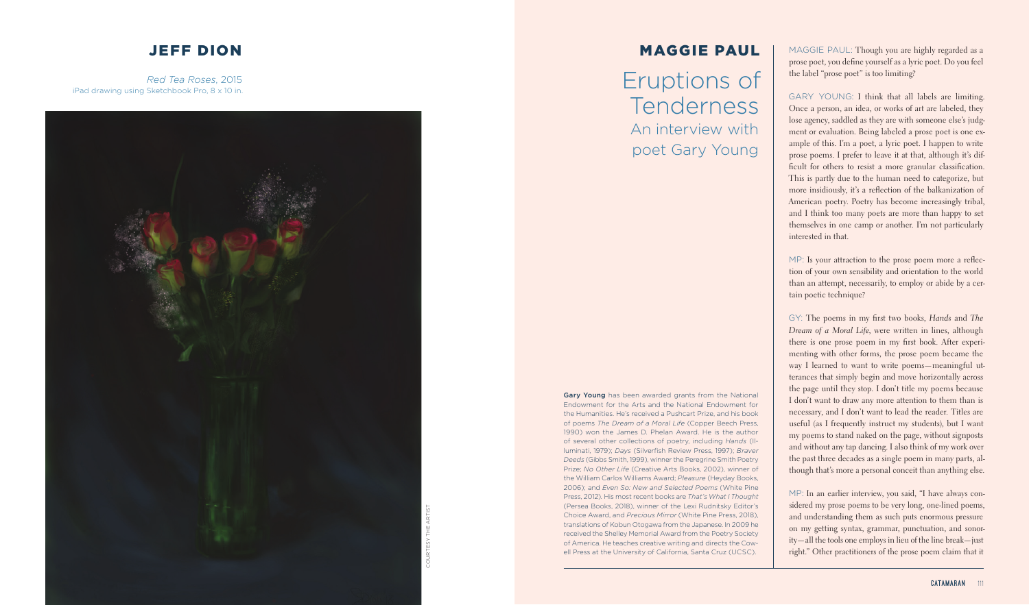## JEFF DION

*Red Tea Roses*, 2015
iPad drawing using Sketchbook Pro, 8 x 10 in.

COURTESY THE ARTIST

# MAGGIE PAUL

# Eruptions of Tenderness

## An interview with poet Gary Young

**Gary Young** has been awarded grants from the National Endowment for the Arts and the National Endowment for the Humanities. He's received a Pushcart Prize, and his book of poems *The Dream of a Moral Life* (Copper Beech Press, 1990) won the James D. Phelan Award. He is the author of several other collections of poetry, including *Hands* (Illuminati, 1979); *Days* (Silverfish Review Press, 1997); *Braver Deeds* (Gibbs Smith, 1999), winner the Peregrine Smith Poetry Prize; *No Other Life* (Creative Arts Books, 2002), winner of the William Carlos Williams Award; *Pleasure* (Heyday Books, 2006); and *Even So: New and Selected Poems* (White Pine Press, 2012). His most recent books are *That's What I Thought* (Persea Books, 2018), winner of the Lexi Rudnitsky Editor's Choice Award, and *Precious Mirror* (White Pine Press, 2018), translations of Kobun Otogawa from the Japanese. In 2009 he received the Shelley Memorial Award from the Poetry Society of America. He teaches creative writing and directs the Cowell Press at the University of California, Santa Cruz (UCSC).

MAGGIE PAUL: Though you are highly regarded as a prose poet, you define yourself as a lyric poet. Do you feel the label "prose poet" is too limiting?

GARY YOUNG: I think that all labels are limiting. Once a person, an idea, or works of art are labeled, they lose agency, saddled as they are with someone else's judgment or evaluation. Being labeled a prose poet is one example of this. I'm a poet, a lyric poet. I happen to write prose poems. I prefer to leave it at that, although it's difficult for others to resist a more granular classification. This is partly due to the human need to categorize, but more insidiously, it's a reflection of the balkanization of American poetry. Poetry has become increasingly tribal, and I think too many poets are more than happy to set themselves in one camp or another. I'm not particularly interested in that.

MP: Is your attraction to the prose poem more a reflection of your own sensibility and orientation to the world than an attempt, necessarily, to employ or abide by a certain poetic technique?

GY: The poems in my first two books, *Hands* and *The Dream of a Moral Life*, were written in lines, although there is one prose poem in my first book. After experimenting with other forms, the prose poem became the way I learned to want to write poems—meaningful utterances that simply begin and move horizontally across the page until they stop. I don't title my poems because I don't want to draw any more attention to them than is necessary, and I don't want to lead the reader. Titles are useful (as I frequently instruct my students), but I want my poems to stand naked on the page, without signposts and without any tap dancing. I also think of my work over the past three decades as a single poem in many parts, although that's more a personal conceit than anything else.

MP: In an earlier interview, you said, "I have always considered my prose poems to be very long, one-lined poems, and understanding them as such puts enormous pressure on my getting syntax, grammar, punctuation, and sonority—all the tools one employs in lieu of the line break—just right." Other practitioners of the prose poem claim that it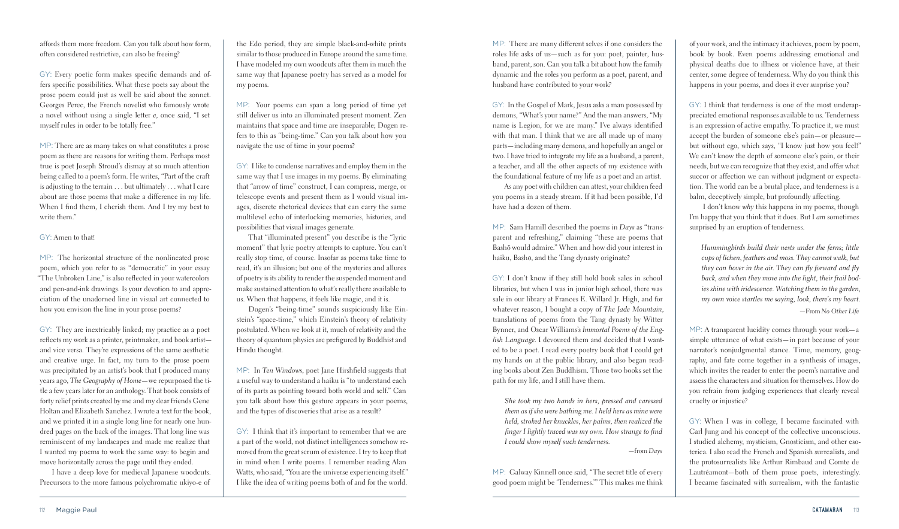affords them more freedom. Can you talk about how form, often considered restrictive, can also be freeing?

GY: Every poetic form makes specific demands and offers specific possibilities. What these poets say about the prose poem could just as well be said about the sonnet. Georges Perec, the French novelist who famously wrote a novel without using a single letter *e*, once said, "I set myself rules in order to be totally free."

MP: There are as many takes on what constitutes a prose poem as there are reasons for writing them. Perhaps most true is poet Joseph Stroud's dismay at so much attention being called to a poem's form. He writes, "Part of the craft is adjusting to the terrain . . . but ultimately . . . what I care about are those poems that make a difference in my life. When I find them, I cherish them. And I try my best to write them."

GY: Amen to that!

MP: The horizontal structure of the nonlineated prose poem, which you refer to as "democratic" in your essay "The Unbroken Line," is also reflected in your watercolors and pen-and-ink drawings. Is your devotion to and appreciation of the unadorned line in visual art connected to how you envision the line in your prose poems?

GY: They are inextricably linked; my practice as a poet reflects my work as a printer, printmaker, and book artist—and vice versa. They're expressions of the same aesthetic and creative urge. In fact, my turn to the prose poem was precipitated by an artist's book that I produced many years ago, *The Geography of Home*—we repurposed the title a few years later for an anthology. That book consists of forty relief prints created by me and my dear friends Gene Holtan and Elizabeth Sanchez. I wrote a text for the book, and we printed it in a single long line for nearly one hundred pages on the back of the images. That long line was reminiscent of my landscapes and made me realize that I wanted my poems to work the same way: to begin and move horizontally across the page until they ended.

I have a deep love for medieval Japanese woodcuts. Precursors to the more famous polychromatic ukiyo-e of the Edo period, they are simple black-and-white prints similar to those produced in Europe around the same time. I have modeled my own woodcuts after them in much the same way that Japanese poetry has served as a model for my poems.

MP: Your poems can span a long period of time yet still deliver us into an illuminated present moment. Zen maintains that space and time are inseparable; Dogen refers to this as "being-time." Can you talk about how you navigate the use of time in your poems?

GY: I like to condense narratives and employ them in the same way that I use images in my poems. By eliminating that "arrow of time" construct, I can compress, merge, or telescope events and present them as I would visual images, discrete rhetorical devices that can carry the same multilevel echo of interlocking memories, histories, and possibilities that visual images generate.

That "illuminated present" you describe is the "lyric moment" that lyric poetry attempts to capture. You can't really stop time, of course. Insofar as poems take time to read, it's an illusion; but one of the mysteries and allures of poetry is its ability to render the suspended moment and make sustained attention to what's really there available to us. When that happens, it feels like magic, and it is.

Dogen's "being-time" sounds suspiciously like Einstein's "space-time," which Einstein's theory of relativity postulated. When we look at it, much of relativity and the theory of quantum physics are prefigured by Buddhist and Hindu thought.

MP: In *Ten Windows*, poet Jane Hirshfield suggests that a useful way to understand a haiku is "to understand each of its parts as pointing toward both world and self." Can you talk about how this gesture appears in your poems, and the types of discoveries that arise as a result?

GY: I think that it's important to remember that we are a part of the world, not distinct intelligences somehow removed from the great scrum of existence. I try to keep that in mind when I write poems. I remember reading Alan Watts, who said, "You are the universe experiencing itself." I like the idea of writing poems both of and for the world.

MP: There are many different selves if one considers the roles life asks of us—such as for you: poet, painter, husband, parent, son. Can you talk a bit about how the family dynamic and the roles you perform as a poet, parent, and husband have contributed to your work?

GY: In the Gospel of Mark, Jesus asks a man possessed by demons, "What's your name?" And the man answers, "My name is Legion, for we are many." I've always identified with that man. I think that we are all made up of many parts—including many demons, and hopefully an angel or two. I have tried to integrate my life as a husband, a parent, a teacher, and all the other aspects of my existence with the foundational feature of my life as a poet and an artist.

As any poet with children can attest, your children feed you poems in a steady stream. If it had been possible, I'd have had a dozen of them.

MP: Sam Hamill described the poems in *Days* as "transparent and refreshing," claiming "these are poems that Bashō would admire." When and how did your interest in haiku, Bashō, and the Tang dynasty originate?

GY: I don't know if they still hold book sales in school libraries, but when I was in junior high school, there was sale in our library at Frances E. Willard Jr. High, and for whatever reason, I bought a copy of *The Jade Mountain*, translations of poems from the Tang dynasty by Witter Bynner, and Oscar Williams's *Immortal Poems of the English Language*. I devoured them and decided that I wanted to be a poet. I read every poetry book that I could get my hands on at the public library, and also began reading books about Zen Buddhism. Those two books set the path for my life, and I still have them.

> *She took my two hands in hers, pressed and caressed them as if she were bathing me. I held hers as mine were held, stroked her knuckles, her palms, then realized the finger I lightly traced was my own. How strange to find I could show myself such tenderness.*
>
> —from *Days*

MP: Galway Kinnell once said, "The secret title of every good poem might be 'Tenderness.'" This makes me think of your work, and the intimacy it achieves, poem by poem, book by book. Even poems addressing emotional and physical deaths due to illness or violence have, at their center, some degree of tenderness. Why do you think this happens in your poems, and does it ever surprise you?

GY: I think that tenderness is one of the most underappreciated emotional responses available to us. Tenderness is an expression of active empathy. To practice it, we must accept the burden of someone else's pain—or pleasure—but without ego, which says, "I know just how you feel!" We can't know the depth of someone else's pain, or their needs, but we can recognize that they exist, and offer what succor or affection we can without judgment or expectation. The world can be a brutal place, and tenderness is a balm, deceptively simple, but profoundly affecting.

I don't know *why* this happens in my poems, though I'm happy that you think that it does. But I *am* sometimes surprised by an eruption of tenderness.

> *Hummingbirds build their nests under the ferns; little cups of lichen, feathers and moss. They cannot walk, but they can hover in the air. They can fly forward and fly back, and when they move into the light, their frail bodies shine with iridescence. Watching them in the garden, my own voice startles me saying, look, there's my heart.*
>
> —From *No Other Life*

MP: A transparent lucidity comes through your work—a simple utterance of what exists—in part because of your narrator's nonjudgmental stance. Time, memory, geography, and fate come together in a synthesis of images, which invites the reader to enter the poem's narrative and assess the characters and situation for themselves. How do you refrain from judging experiences that clearly reveal cruelty or injustice?

GY: When I was in college, I became fascinated with Carl Jung and his concept of the collective unconscious. I studied alchemy, mysticism, Gnosticism, and other esoterica. I also read the French and Spanish surrealists, and the protosurrealists like Arthur Rimbaud and Comte de Lautréamont—both of them prose poets, interestingly. I became fascinated with surrealism, with the fantastic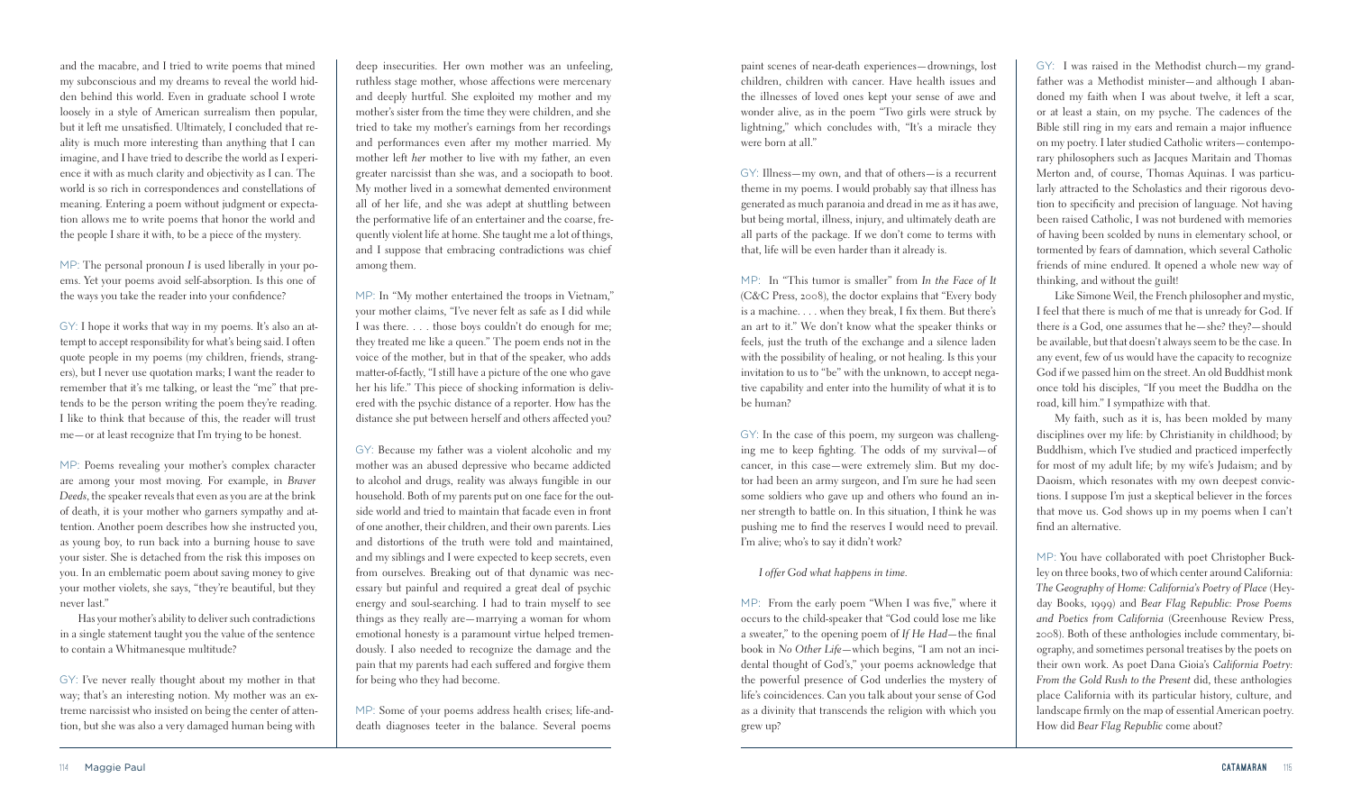and the macabre, and I tried to write poems that mined my subconscious and my dreams to reveal the world hidden behind this world. Even in graduate school I wrote loosely in a style of American surrealism then popular, but it left me unsatisfied. Ultimately, I concluded that reality is much more interesting than anything that I can imagine, and I have tried to describe the world as I experience it with as much clarity and objectivity as I can. The world is so rich in correspondences and constellations of meaning. Entering a poem without judgment or expectation allows me to write poems that honor the world and the people I share it with, to be a piece of the mystery.

MP: The personal pronoun *I* is used liberally in your poems. Yet your poems avoid self-absorption. Is this one of the ways you take the reader into your confidence?

GY: I hope it works that way in my poems. It's also an attempt to accept responsibility for what's being said. I often quote people in my poems (my children, friends, strangers), but I never use quotation marks; I want the reader to remember that it's me talking, or least the "me" that pretends to be the person writing the poem they're reading. I like to think that because of this, the reader will trust me—or at least recognize that I'm trying to be honest.

MP: Poems revealing your mother's complex character are among your most moving. For example, in *Braver Deeds*, the speaker reveals that even as you are at the brink of death, it is your mother who garners sympathy and attention. Another poem describes how she instructed you, as young boy, to run back into a burning house to save your sister. She is detached from the risk this imposes on you. In an emblematic poem about saving money to give your mother violets, she says, "they're beautiful, but they never last."

Has your mother's ability to deliver such contradictions in a single statement taught you the value of the sentence to contain a Whitmanesque multitude?

GY: I've never really thought about my mother in that way; that's an interesting notion. My mother was an extreme narcissist who insisted on being the center of attention, but she was also a very damaged human being with deep insecurities. Her own mother was an unfeeling, ruthless stage mother, whose affections were mercenary and deeply hurtful. She exploited my mother and my mother's sister from the time they were children, and she tried to take my mother's earnings from her recordings and performances even after my mother married. My mother left *her* mother to live with my father, an even greater narcissist than she was, and a sociopath to boot. My mother lived in a somewhat demented environment all of her life, and she was adept at shuttling between the performative life of an entertainer and the coarse, frequently violent life at home. She taught me a lot of things, and I suppose that embracing contradictions was chief among them.

MP: In "My mother entertained the troops in Vietnam," your mother claims, "I've never felt as safe as I did while I was there. . . . those boys couldn't do enough for me; they treated me like a queen." The poem ends not in the voice of the mother, but in that of the speaker, who adds matter-of-factly, "I still have a picture of the one who gave her his life." This piece of shocking information is delivered with the psychic distance of a reporter. How has the distance she put between herself and others affected you?

GY: Because my father was a violent alcoholic and my mother was an abused depressive who became addicted to alcohol and drugs, reality was always fungible in our household. Both of my parents put on one face for the outside world and tried to maintain that facade even in front of one another, their children, and their own parents. Lies and distortions of the truth were told and maintained, and my siblings and I were expected to keep secrets, even from ourselves. Breaking out of that dynamic was necessary but painful and required a great deal of psychic energy and soul-searching. I had to train myself to see things as they really are—marrying a woman for whom emotional honesty is a paramount virtue helped tremendously. I also needed to recognize the damage and the pain that my parents had each suffered and forgive them for being who they had become.

MP: Some of your poems address health crises; life-and-death diagnoses teeter in the balance. Several poems paint scenes of near-death experiences—drownings, lost children, children with cancer. Have health issues and the illnesses of loved ones kept your sense of awe and wonder alive, as in the poem "Two girls were struck by lightning," which concludes with, "It's a miracle they were born at all."

GY: Illness—my own, and that of others—is a recurrent theme in my poems. I would probably say that illness has generated as much paranoia and dread in me as it has awe, but being mortal, illness, injury, and ultimately death are all parts of the package. If we don't come to terms with that, life will be even harder than it already is.

MP: In "This tumor is smaller" from *In the Face of It* (C&C Press, 2008), the doctor explains that "Every body is a machine. . . . when they break, I fix them. But there's an art to it." We don't know what the speaker thinks or feels, just the truth of the exchange and a silence laden with the possibility of healing, or not healing. Is this your invitation to us to "be" with the unknown, to accept negative capability and enter into the humility of what it is to be human?

GY: In the case of this poem, my surgeon was challenging me to keep fighting. The odds of my survival—of cancer, in this case—were extremely slim. But my doctor had been an army surgeon, and I'm sure he had seen some soldiers who gave up and others who found an inner strength to battle on. In this situation, I think he was pushing me to find the reserves I would need to prevail. I'm alive; who's to say it didn't work?

*I offer God what happens in time.*

MP: From the early poem "When I was five," where it occurs to the child-speaker that "God could lose me like a sweater," to the opening poem of *If He Had*—the final book in *No Other Life*—which begins, "I am not an incidental thought of God's," your poems acknowledge that the powerful presence of God underlies the mystery of life's coincidences. Can you talk about your sense of God as a divinity that transcends the religion with which you grew up?

GY: I was raised in the Methodist church—my grandfather was a Methodist minister—and although I abandoned my faith when I was about twelve, it left a scar, or at least a stain, on my psyche. The cadences of the Bible still ring in my ears and remain a major influence on my poetry. I later studied Catholic writers—contemporary philosophers such as Jacques Maritain and Thomas Merton and, of course, Thomas Aquinas. I was particularly attracted to the Scholastics and their rigorous devotion to specificity and precision of language. Not having been raised Catholic, I was not burdened with memories of having been scolded by nuns in elementary school, or tormented by fears of damnation, which several Catholic friends of mine endured. It opened a whole new way of thinking, and without the guilt!

Like Simone Weil, the French philosopher and mystic, I feel that there is much of me that is unready for God. If there *is* a God, one assumes that he—she? they?—should be available, but that doesn't always seem to be the case. In any event, few of us would have the capacity to recognize God if we passed him on the street. An old Buddhist monk once told his disciples, "If you meet the Buddha on the road, kill him." I sympathize with that.

My faith, such as it is, has been molded by many disciplines over my life: by Christianity in childhood; by Buddhism, which I've studied and practiced imperfectly for most of my adult life; by my wife's Judaism; and by Daoism, which resonates with my own deepest convictions. I suppose I'm just a skeptical believer in the forces that move us. God shows up in my poems when I can't find an alternative.

MP: You have collaborated with poet Christopher Buckley on three books, two of which center around California: *The Geography of Home: California's Poetry of Place* (Heyday Books, 1999) and *Bear Flag Republic: Prose Poems and Poetics from California* (Greenhouse Review Press, 2008). Both of these anthologies include commentary, biography, and sometimes personal treatises by the poets on their own work. As poet Dana Gioia's *California Poetry: From the Gold Rush to the Present* did, these anthologies place California with its particular history, culture, and landscape firmly on the map of essential American poetry. How did *Bear Flag Republic* come about?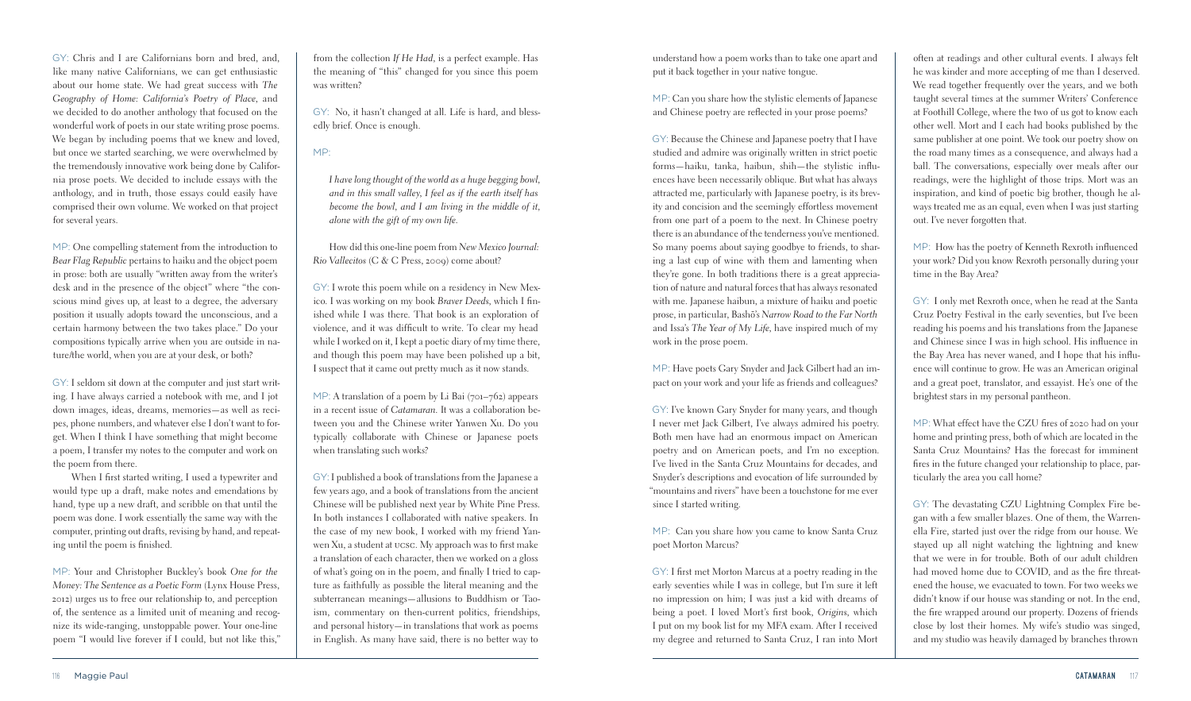GY: Chris and I are Californians born and bred, and, like many native Californians, we can get enthusiastic about our home state. We had great success with *The Geography of Home: California's Poetry of Place*, and we decided to do another anthology that focused on the wonderful work of poets in our state writing prose poems. We began by including poems that we knew and loved, but once we started searching, we were overwhelmed by the tremendously innovative work being done by California prose poets. We decided to include essays with the anthology, and in truth, those essays could easily have comprised their own volume. We worked on that project for several years.

MP: One compelling statement from the introduction to *Bear Flag Republic* pertains to haiku and the object poem in prose: both are usually "written away from the writer's desk and in the presence of the object" where "the conscious mind gives up, at least to a degree, the adversary position it usually adopts toward the unconscious, and a certain harmony between the two takes place." Do your compositions typically arrive when you are outside in nature/the world, when you are at your desk, or both?

GY: I seldom sit down at the computer and just start writing. I have always carried a notebook with me, and I jot down images, ideas, dreams, memories—as well as recipes, phone numbers, and whatever else I don't want to forget. When I think I have something that might become a poem, I transfer my notes to the computer and work on the poem from there.

When I first started writing, I used a typewriter and would type up a draft, make notes and emendations by hand, type up a new draft, and scribble on that until the poem was done. I work essentially the same way with the computer, printing out drafts, revising by hand, and repeating until the poem is finished.

MP: Your and Christopher Buckley's book *One for the Money: The Sentence as a Poetic Form* (Lynx House Press, 2012) urges us to free our relationship to, and perception of, the sentence as a limited unit of meaning and recognize its wide-ranging, unstoppable power. Your one-line poem "I would live forever if I could, but not like this," from the collection *If He Had*, is a perfect example. Has the meaning of "this" changed for you since this poem was written?

GY: No, it hasn't changed at all. Life is hard, and blessedly brief. Once is enough.

MP:

> *I have long thought of the world as a huge begging bowl, and in this small valley, I feel as if the earth itself has become the bowl, and I am living in the middle of it, alone with the gift of my own life.*

How did this one-line poem from *New Mexico Journal: Rio Vallecitos* (C & C Press, 2009) come about?

GY: I wrote this poem while on a residency in New Mexico. I was working on my book *Braver Deeds*, which I finished while I was there. That book is an exploration of violence, and it was difficult to write. To clear my head while I worked on it, I kept a poetic diary of my time there, and though this poem may have been polished up a bit, I suspect that it came out pretty much as it now stands.

MP: A translation of a poem by Li Bai (701–762) appears in a recent issue of *Catamaran*. It was a collaboration between you and the Chinese writer Yanwen Xu. Do you typically collaborate with Chinese or Japanese poets when translating such works?

GY: I published a book of translations from the Japanese a few years ago, and a book of translations from the ancient Chinese will be published next year by White Pine Press. In both instances I collaborated with native speakers. In the case of my new book, I worked with my friend Yanwen Xu, a student at UCSC. My approach was to first make a translation of each character, then we worked on a gloss of what's going on in the poem, and finally I tried to capture as faithfully as possible the literal meaning and the subterranean meanings—allusions to Buddhism or Taoism, commentary on then-current politics, friendships, and personal history—in translations that work as poems in English. As many have said, there is no better way to understand how a poem works than to take one apart and put it back together in your native tongue.

MP: Can you share how the stylistic elements of Japanese and Chinese poetry are reflected in your prose poems?

GY: Because the Chinese and Japanese poetry that I have studied and admire was originally written in strict poetic forms—haiku, tanka, haibun, shih—the stylistic influences have been necessarily oblique. But what has always attracted me, particularly with Japanese poetry, is its brevity and concision and the seemingly effortless movement from one part of a poem to the next. In Chinese poetry there is an abundance of the tenderness you've mentioned. So many poems about saying goodbye to friends, to sharing a last cup of wine with them and lamenting when they're gone. In both traditions there is a great appreciation of nature and natural forces that has always resonated with me. Japanese haibun, a mixture of haiku and poetic prose, in particular, Bashō's *Narrow Road to the Far North* and Issa's *The Year of My Life*, have inspired much of my work in the prose poem.

MP: Have poets Gary Snyder and Jack Gilbert had an impact on your work and your life as friends and colleagues?

GY: I've known Gary Snyder for many years, and though I never met Jack Gilbert, I've always admired his poetry. Both men have had an enormous impact on American poetry and on American poets, and I'm no exception. I've lived in the Santa Cruz Mountains for decades, and Snyder's descriptions and evocation of life surrounded by "mountains and rivers" have been a touchstone for me ever since I started writing.

MP: Can you share how you came to know Santa Cruz poet Morton Marcus?

GY: I first met Morton Marcus at a poetry reading in the early seventies while I was in college, but I'm sure it left no impression on him; I was just a kid with dreams of being a poet. I loved Mort's first book, *Origins*, which I put on my book list for my MFA exam. After I received my degree and returned to Santa Cruz, I ran into Mort often at readings and other cultural events. I always felt he was kinder and more accepting of me than I deserved. We read together frequently over the years, and we both taught several times at the summer Writers' Conference at Foothill College, where the two of us got to know each other well. Mort and I each had books published by the same publisher at one point. We took our poetry show on the road many times as a consequence, and always had a ball. The conversations, especially over meals after our readings, were the highlight of those trips. Mort was an inspiration, and kind of poetic big brother, though he always treated me as an equal, even when I was just starting out. I've never forgotten that.

MP: How has the poetry of Kenneth Rexroth influenced your work? Did you know Rexroth personally during your time in the Bay Area?

GY: I only met Rexroth once, when he read at the Santa Cruz Poetry Festival in the early seventies, but I've been reading his poems and his translations from the Japanese and Chinese since I was in high school. His influence in the Bay Area has never waned, and I hope that his influence will continue to grow. He was an American original and a great poet, translator, and essayist. He's one of the brightest stars in my personal pantheon.

MP: What effect have the CZU fires of 2020 had on your home and printing press, both of which are located in the Santa Cruz Mountains? Has the forecast for imminent fires in the future changed your relationship to place, particularly the area you call home?

GY: The devastating CZU Lightning Complex Fire began with a few smaller blazes. One of them, the Warrenella Fire, started just over the ridge from our house. We stayed up all night watching the lightning and knew that we were in for trouble. Both of our adult children had moved home due to COVID, and as the fire threatened the house, we evacuated to town. For two weeks we didn't know if our house was standing or not. In the end, the fire wrapped around our property. Dozens of friends close by lost their homes. My wife's studio was singed, and my studio was heavily damaged by branches thrown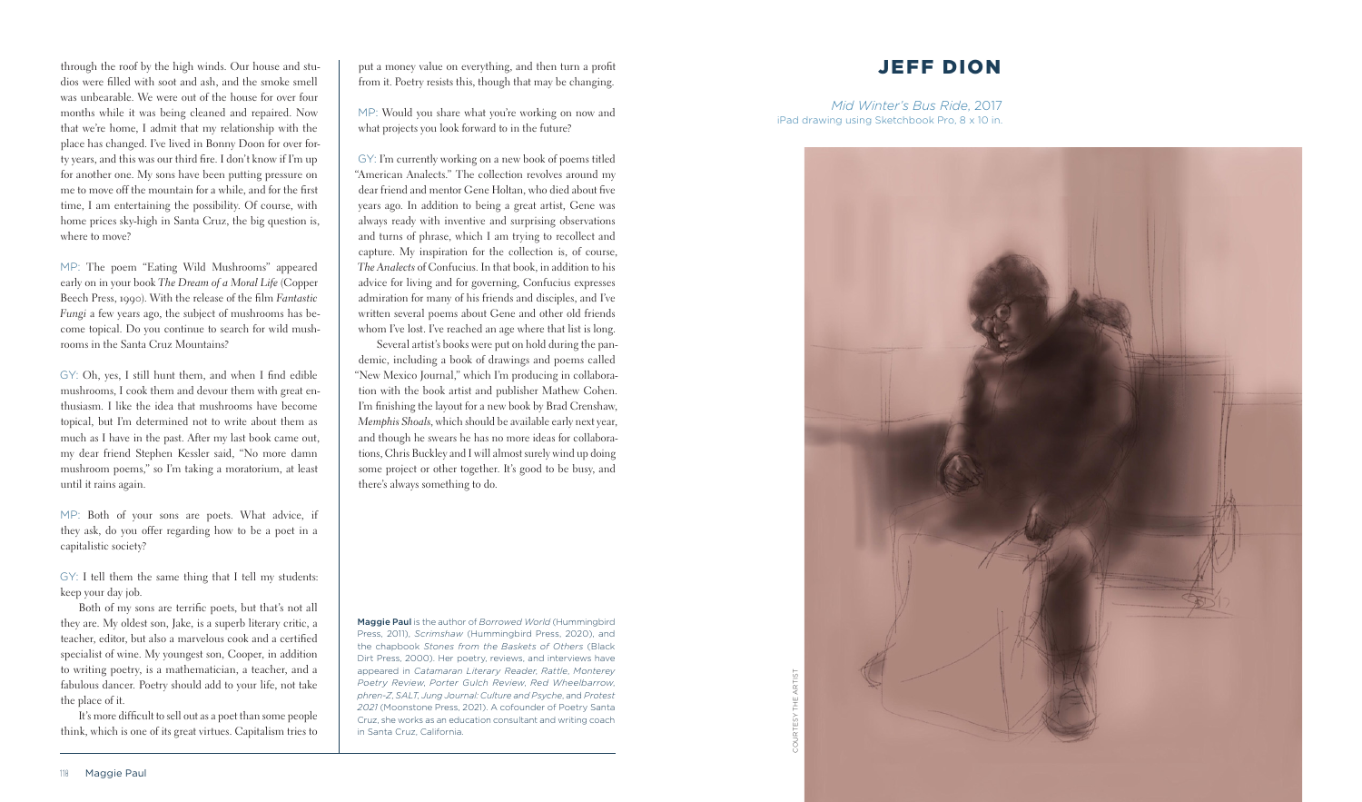through the roof by the high winds. Our house and studios were filled with soot and ash, and the smoke smell was unbearable. We were out of the house for over four months while it was being cleaned and repaired. Now that we're home, I admit that my relationship with the place has changed. I've lived in Bonny Doon for over forty years, and this was our third fire. I don't know if I'm up for another one. My sons have been putting pressure on me to move off the mountain for a while, and for the first time, I am entertaining the possibility. Of course, with home prices sky-high in Santa Cruz, the big question is, where to move?

MP: The poem "Eating Wild Mushrooms" appeared early on in your book *The Dream of a Moral Life* (Copper Beech Press, 1990). With the release of the film *Fantastic Fungi* a few years ago, the subject of mushrooms has become topical. Do you continue to search for wild mushrooms in the Santa Cruz Mountains?

GY: Oh, yes, I still hunt them, and when I find edible mushrooms, I cook them and devour them with great enthusiasm. I like the idea that mushrooms have become topical, but I'm determined not to write about them as much as I have in the past. After my last book came out, my dear friend Stephen Kessler said, "No more damn mushroom poems," so I'm taking a moratorium, at least until it rains again.

MP: Both of your sons are poets. What advice, if they ask, do you offer regarding how to be a poet in a capitalistic society?

GY: I tell them the same thing that I tell my students: keep your day job.

Both of my sons are terrific poets, but that's not all they are. My oldest son, Jake, is a superb literary critic, a teacher, editor, but also a marvelous cook and a certified specialist of wine. My youngest son, Cooper, in addition to writing poetry, is a mathematician, a teacher, and a fabulous dancer. Poetry should add to your life, not take the place of it.

It's more difficult to sell out as a poet than some people think, which is one of its great virtues. Capitalism tries to put a money value on everything, and then turn a profit from it. Poetry resists this, though that may be changing.

MP: Would you share what you're working on now and what projects you look forward to in the future?

GY: I'm currently working on a new book of poems titled "American Analects." The collection revolves around my dear friend and mentor Gene Holtan, who died about five years ago. In addition to being a great artist, Gene was always ready with inventive and surprising observations and turns of phrase, which I am trying to recollect and capture. My inspiration for the collection is, of course, *The Analects* of Confucius. In that book, in addition to his advice for living and for governing, Confucius expresses admiration for many of his friends and disciples, and I've written several poems about Gene and other old friends whom I've lost. I've reached an age where that list is long.

Several artist's books were put on hold during the pandemic, including a book of drawings and poems called "New Mexico Journal," which I'm producing in collaboration with the book artist and publisher Mathew Cohen. I'm finishing the layout for a new book by Brad Crenshaw, *Memphis Shoals*, which should be available early next year, and though he swears he has no more ideas for collaborations, Chris Buckley and I will almost surely wind up doing some project or other together. It's good to be busy, and there's always something to do.

**Maggie Paul** is the author of *Borrowed World* (Hummingbird Press, 2011), *Scrimshaw* (Hummingbird Press, 2020), and the chapbook *Stones from the Baskets of Others* (Black Dirt Press, 2000). Her poetry, reviews, and interviews have appeared in *Catamaran Literary Reader*, *Rattle*, *Monterey Poetry Review*, *Porter Gulch Review*, *Red Wheelbarrow*, *phren-Z*, *SALT*, *Jung Journal: Culture and Psyche*, and *Protest 2021* (Moonstone Press, 2021). A cofounder of Poetry Santa Cruz, she works as an education consultant and writing coach in Santa Cruz, California.

# JEFF DION

*Mid Winter's Bus Ride*, 2017
iPad drawing using Sketchbook Pro, 8 x 10 in.

COURTESY THE ARTIST